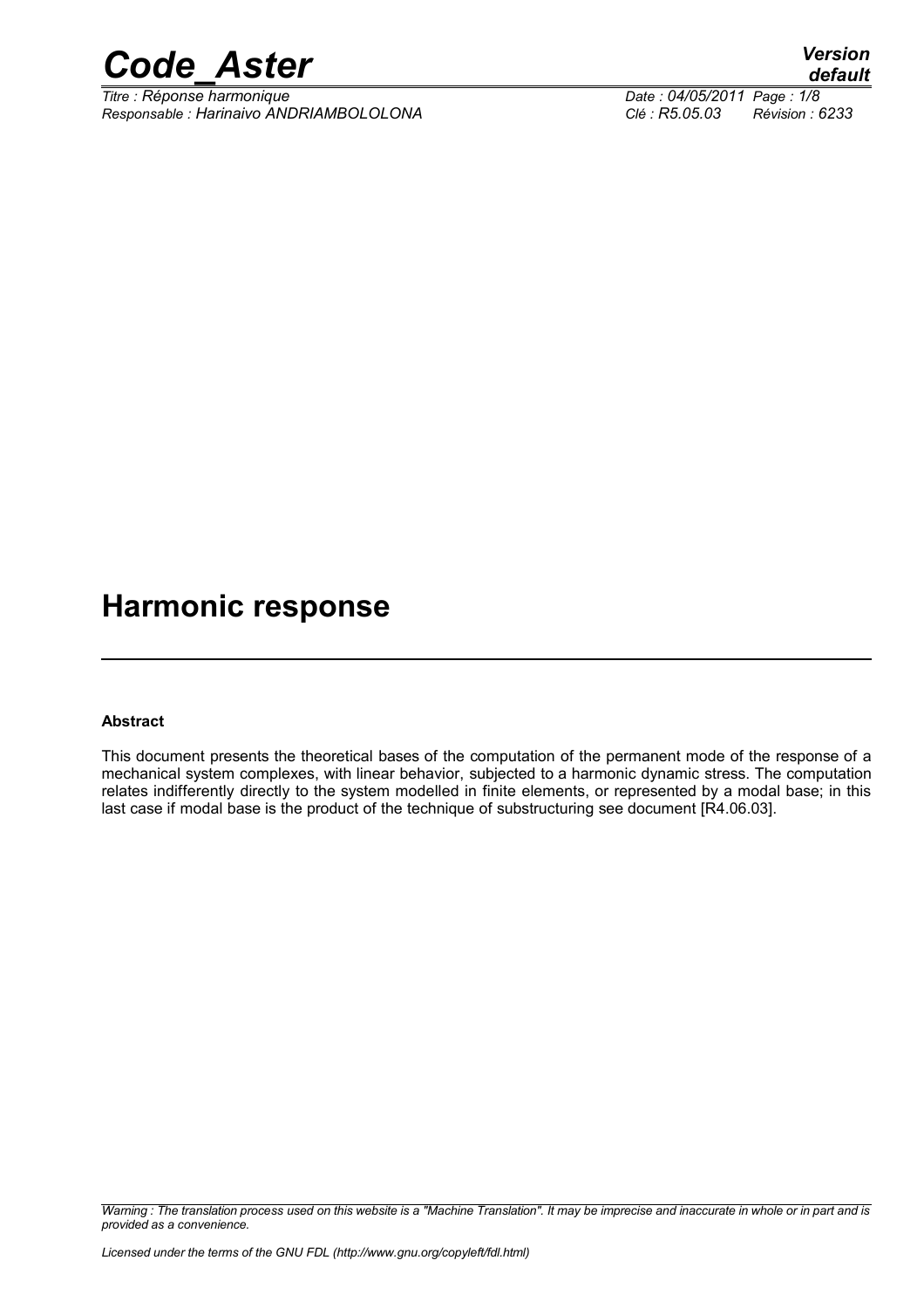# Harmonic response

**Abstract**

This document presents the theoretical bases of the computation of the permanent mode of the response of a mechanical system complexes, with linear behavior, subjected to a harmonic dynamic stress. The computation relates indifferently directly to the system modelled in finite elements, or represented by a modal base; in this last case if modal base is the product of the technique of substructuring see document [R4.06.03].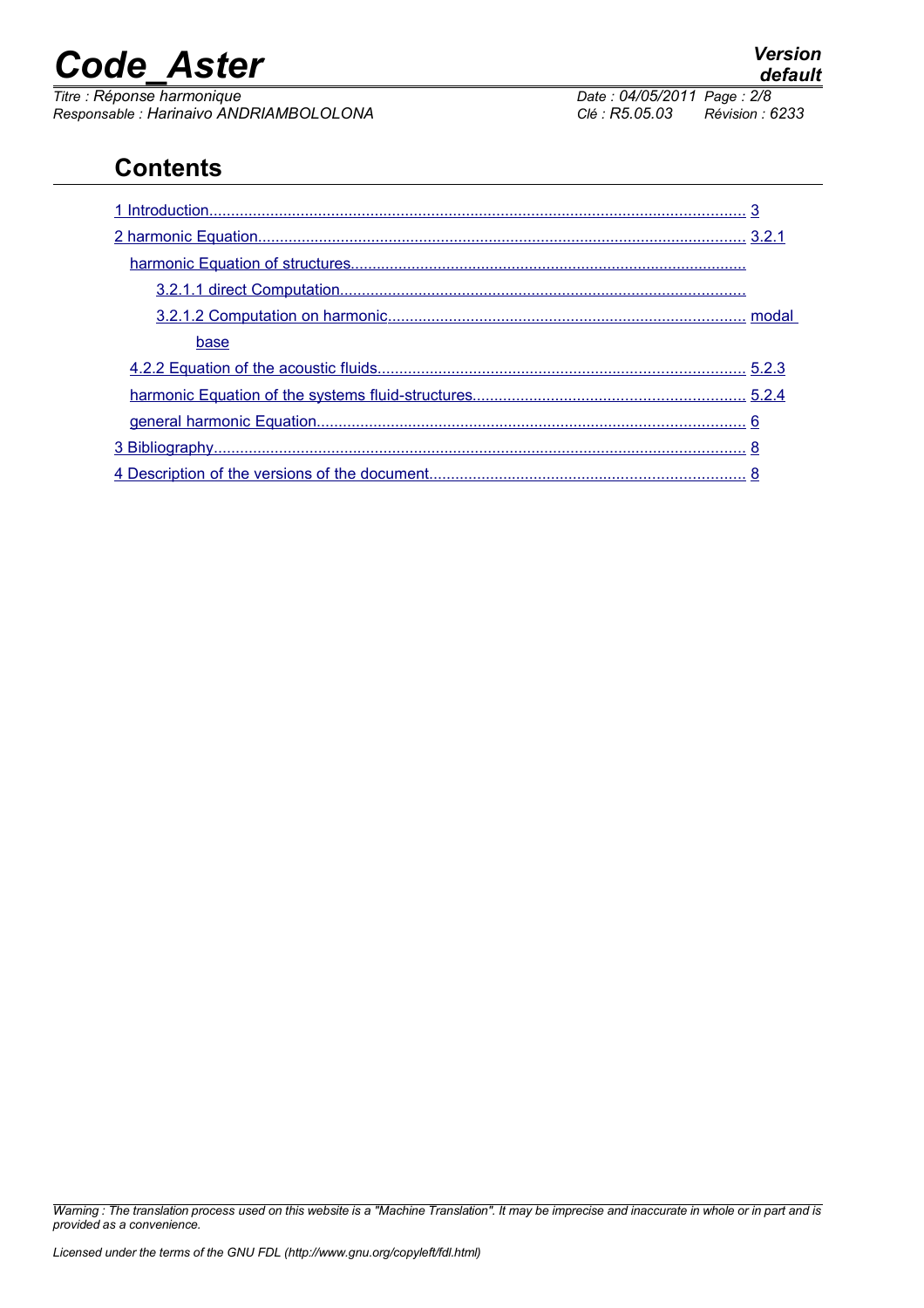## Contents

1 Introduction........................................................................................................................ 3

2 harmonic Equation............................................................................................................. 3.2.1

harmonic Equation of structures..........................................................................................

3.2.1.1 direct Computation............................................................................................

3.2.1.2 Computation on harmonic................................................................................ modal base

4.2.2 Equation of the acoustic fluids.................................................................................... 5.2.3

harmonic Equation of the systems fluid-structures............................................................. 5.2.4

general harmonic Equation................................................................................................. 6

3 Bibliography......................................................................................................................... 8

4 Description of the versions of the document....................................................................... 8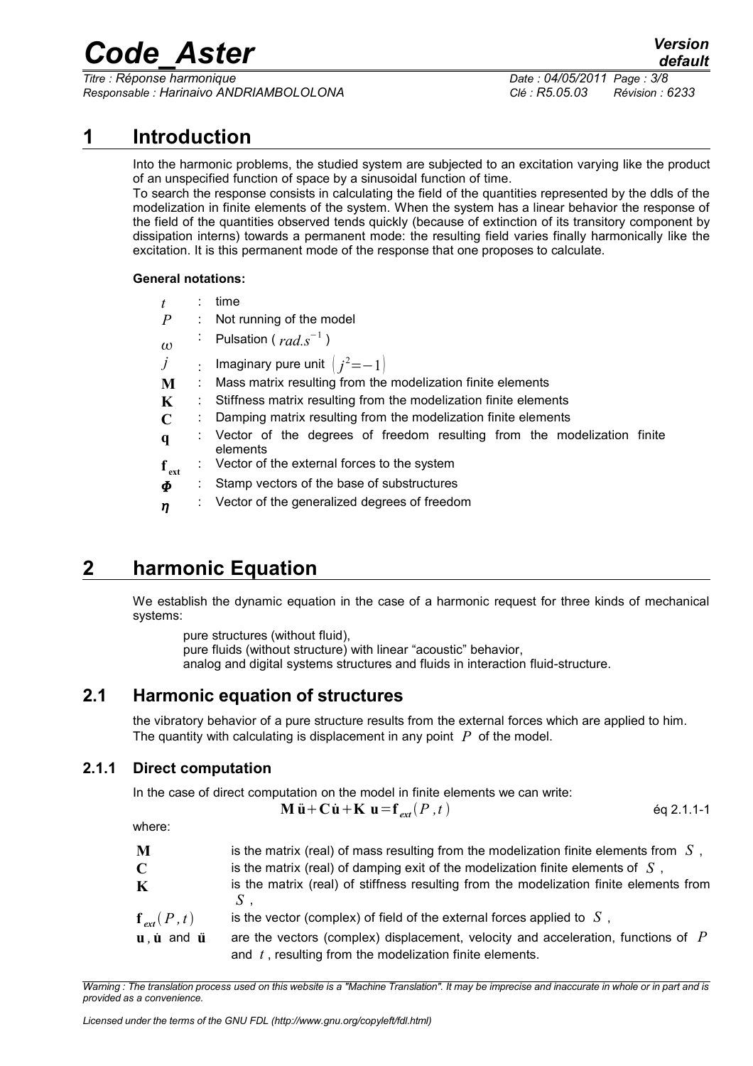# 1 Introduction

Into the harmonic problems, the studied system are subjected to an excitation varying like the product of an unspecified function of space by a sinusoidal function of time.

To search the response consists in calculating the field of the quantities represented by the ddls of the modelization in finite elements of the system. When the system has a linear behavior the response of the field of the quantities observed tends quickly (because of extinction of its transitory component by dissipation interns) towards a permanent mode: the resulting field varies finally harmonically like the excitation. It is this permanent mode of the response that one proposes to calculate.

**General notations:**

| | | |
|---|---|---|
| $t$ | : | time |
| $P$ | : | Not running of the model |
| $\omega$ | : | Pulsation ( $rad.s^{-1}$ ) |
| $j$ | : | Imaginary pure unit $\left(j^2=-1\right)$ |
| $\mathbf{M}$ | : | Mass matrix resulting from the modelization finite elements |
| $\mathbf{K}$ | : | Stiffness matrix resulting from the modelization finite elements |
| $\mathbf{C}$ | : | Damping matrix resulting from the modelization finite elements |
| $\mathbf{q}$ | : | Vector of the degrees of freedom resulting from the modelization finite elements |
| $\mathbf{f}_{\mathbf{ext}}$ | : | Vector of the external forces to the system |
| $\boldsymbol{\Phi}$ | : | Stamp vectors of the base of substructures |
| $\boldsymbol{\eta}$ | : | Vector of the generalized degrees of freedom |

# 2 harmonic Equation

We establish the dynamic equation in the case of a harmonic request for three kinds of mechanical systems:

pure structures (without fluid),
pure fluids (without structure) with linear "acoustic" behavior,
analog and digital systems structures and fluids in interaction fluid-structure.

## 2.1 Harmonic equation of structures

the vibratory behavior of a pure structure results from the external forces which are applied to him. The quantity with calculating is displacement in any point $P$ of the model.

### 2.1.1 Direct computation

In the case of direct computation on the model in finite elements we can write:

$$\mathbf{M}\,\ddot{\mathbf{u}}+\mathbf{C}\,\dot{\mathbf{u}}+\mathbf{K}\;\mathbf{u}=\mathbf{f}_{ext}(P,t) \qquad \text{éq 2.1.1-1}$$

where:

| | |
|---|---|
| $\mathbf{M}$ | is the matrix (real) of mass resulting from the modelization finite elements from $S$ , |
| $\mathbf{C}$ | is the matrix (real) of damping exit of the modelization finite elements of $S$ , |
| $\mathbf{K}$ | is the matrix (real) of stiffness resulting from the modelization finite elements from $S$ , |
| $\mathbf{f}_{ext}(P,t)$ | is the vector (complex) of field of the external forces applied to $S$ , |
| $\mathbf{u}$ , $\dot{\mathbf{u}}$ and $\ddot{\mathbf{u}}$ | are the vectors (complex) displacement, velocity and acceleration, functions of $P$ and $t$ , resulting from the modelization finite elements. |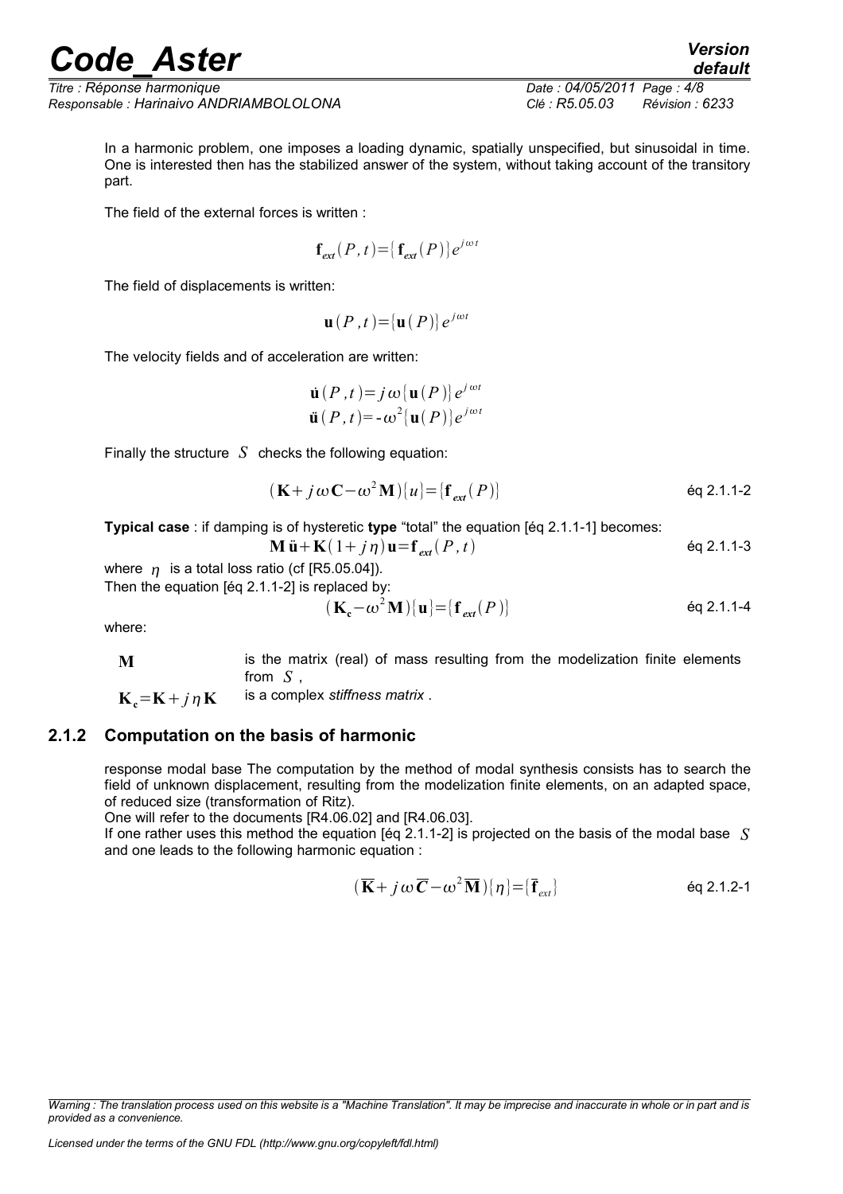In a harmonic problem, one imposes a loading dynamic, spatially unspecified, but sinusoidal in time. One is interested then has the stabilized answer of the system, without taking account of the transitory part.

The field of the external forces is written :

$$\mathbf{f}_{ext}(P,t)=\{\mathbf{f}_{ext}(P)\}e^{j\omega t}$$

The field of displacements is written:

$$\mathbf{u}(P,t)=\{\mathbf{u}(P)\}e^{j\omega t}$$

The velocity fields and of acceleration are written:

$$\dot{\mathbf{u}}(P,t)=j\omega\{\mathbf{u}(P)\}e^{j\omega t}$$
$$\ddot{\mathbf{u}}(P,t)=-\omega^2\{\mathbf{u}(P)\}e^{j\omega t}$$

Finally the structure $S$ checks the following equation:

$$(\mathbf{K}+j\omega\mathbf{C}-\omega^2\mathbf{M})\{u\}=\{\mathbf{f}_{ext}(P)\} \qquad \text{éq 2.1.1-2}$$

**Typical case** : if damping is of hysteretic **type** “total” the equation [éq 2.1.1-1] becomes:

$$\mathbf{M}\ddot{\mathbf{u}}+\mathbf{K}(1+j\eta)\mathbf{u}=\mathbf{f}_{ext}(P,t) \qquad \text{éq 2.1.1-3}$$

where $\eta$ is a total loss ratio (cf [R5.05.04]).
Then the equation [éq 2.1.1-2] is replaced by:

$$(\mathbf{K_c}-\omega^2\mathbf{M})\{\mathbf{u}\}=\{\mathbf{f}_{ext}(P)\} \qquad \text{éq 2.1.1-4}$$

where:

| | |
|---|---|
| $\mathbf{M}$ | is the matrix (real) of mass resulting from the modelization finite elements from $S$ , |
| $\mathbf{K_c}=\mathbf{K}+j\eta\mathbf{K}$ | is a complex *stiffness matrix* . |

### 2.1.2 Computation on the basis of harmonic

response modal base The computation by the method of modal synthesis consists has to search the field of unknown displacement, resulting from the modelization finite elements, on an adapted space, of reduced size (transformation of Ritz).
One will refer to the documents [R4.06.02] and [R4.06.03].
If one rather uses this method the equation [éq 2.1.1-2] is projected on the basis of the modal base $S$ and one leads to the following harmonic equation :

$$(\overline{\mathbf{K}}+j\omega\overline{\boldsymbol{C}}-\omega^2\overline{\mathbf{M}})\{\eta\}=\{\overline{\mathbf{f}}_{ext}\} \qquad \text{éq 2.1.2-1}$$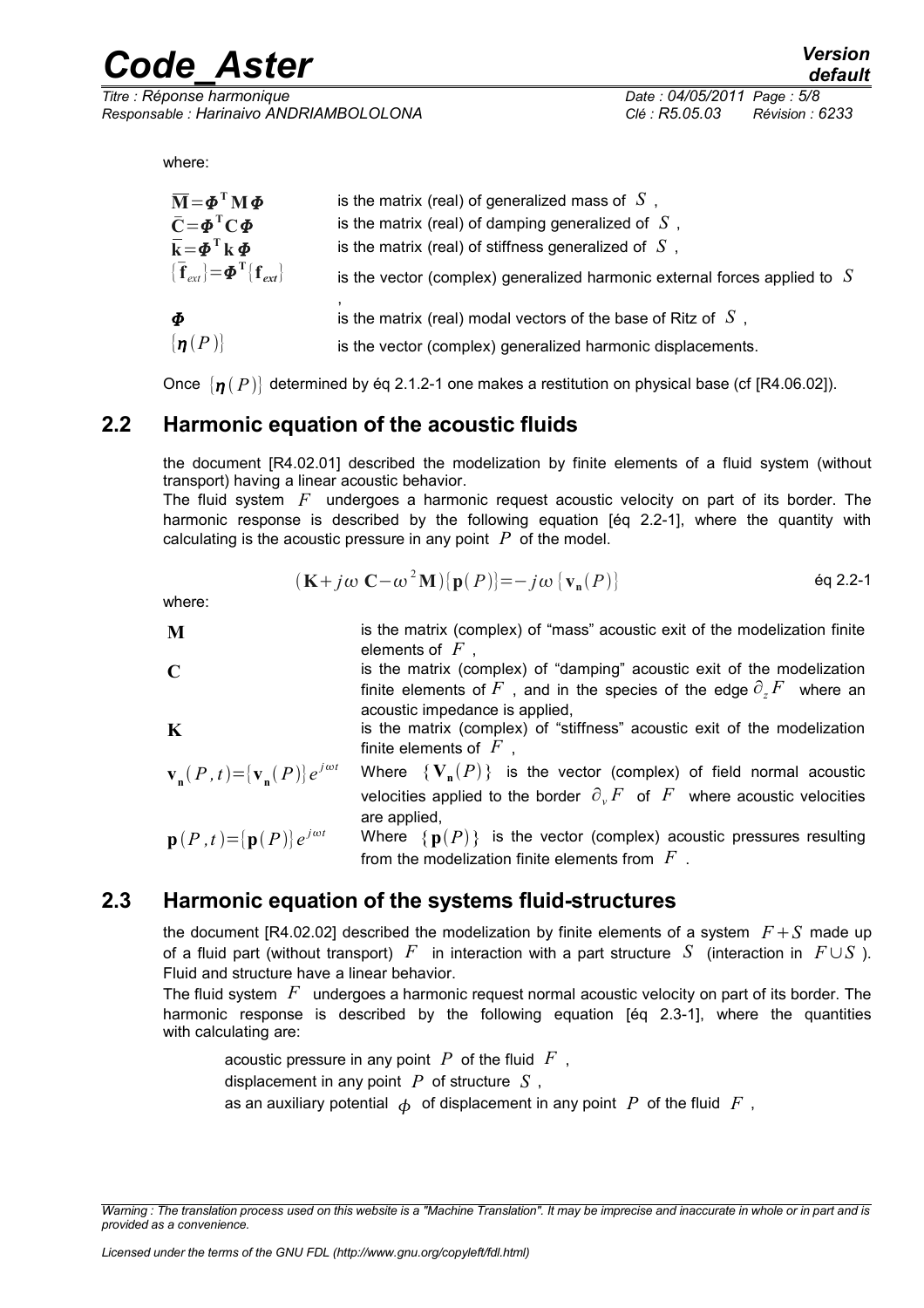where:

| | |
|---|---|
| $\overline{\mathbf{M}}=\boldsymbol{\Phi}^{\mathbf{T}}\mathbf{M}\boldsymbol{\Phi}$ | is the matrix (real) of generalized mass of $S$ , |
| $\bar{\mathbf{C}}=\boldsymbol{\Phi}^{\mathbf{T}}\mathbf{C}\boldsymbol{\Phi}$ | is the matrix (real) of damping generalized of $S$ , |
| $\overline{\mathbf{k}}=\boldsymbol{\Phi}^{\mathbf{T}}\mathbf{k}\boldsymbol{\Phi}$ | is the matrix (real) of stiffness generalized of $S$ , |
| $\{\overline{\mathbf{f}}_{ext}\}=\boldsymbol{\Phi}^{\mathbf{T}}\{\mathbf{f}_{ext}\}$ | is the vector (complex) generalized harmonic external forces applied to $S$ , |
| $\boldsymbol{\Phi}$ | is the matrix (real) modal vectors of the base of Ritz of $S$ , |
| $\{\boldsymbol{\eta}(P)\}$ | is the vector (complex) generalized harmonic displacements. |

Once $\{\boldsymbol{\eta}(P)\}$ determined by éq 2.1.2-1 one makes a restitution on physical base (cf [R4.06.02]).

## 2.2 Harmonic equation of the acoustic fluids

the document [R4.02.01] described the modelization by finite elements of a fluid system (without transport) having a linear acoustic behavior.

The fluid system $F$ undergoes a harmonic request acoustic velocity on part of its border. The harmonic response is described by the following equation [éq 2.2-1], where the quantity with calculating is the acoustic pressure in any point $P$ of the model.

$$(\mathbf{K}+j\omega\,\mathbf{C}-\omega^2\mathbf{M})\{\mathbf{p}(P)\}=-j\omega\,\{\mathbf{v}_{\mathbf{n}}(P)\} \qquad \text{éq 2.2-1}$$

where:

| | |
|---|---|
| $\mathbf{M}$ | is the matrix (complex) of "mass" acoustic exit of the modelization finite elements of $F$ , |
| $\mathbf{C}$ | is the matrix (complex) of "damping" acoustic exit of the modelization finite elements of $F$ , and in the species of the edge $\partial_z F$ where an acoustic impedance is applied, |
| $\mathbf{K}$ | is the matrix (complex) of "stiffness" acoustic exit of the modelization finite elements of $F$ , |
| $\mathbf{v}_{\mathbf{n}}(P,t)=\{\mathbf{v}_{\mathbf{n}}(P)\}e^{j\omega t}$ | Where $\{\mathbf{V}_{\mathbf{n}}(P)\}$ is the vector (complex) of field normal acoustic velocities applied to the border $\partial_v F$ of $F$ where acoustic velocities are applied, |
| $\mathbf{p}(P,t)=\{\mathbf{p}(P)\}e^{j\omega t}$ | Where $\{\mathbf{p}(P)\}$ is the vector (complex) acoustic pressures resulting from the modelization finite elements from $F$ . |

## 2.3 Harmonic equation of the systems fluid-structures

the document [R4.02.02] described the modelization by finite elements of a system $F+S$ made up of a fluid part (without transport) $F$ in interaction with a part structure $S$ (interaction in $F\cup S$ ). Fluid and structure have a linear behavior.

The fluid system $F$ undergoes a harmonic request normal acoustic velocity on part of its border. The harmonic response is described by the following equation [éq 2.3-1], where the quantities with calculating are:

acoustic pressure in any point $P$ of the fluid $F$ ,
displacement in any point $P$ of structure $S$ ,
as an auxiliary potential $\phi$ of displacement in any point $P$ of the fluid $F$ ,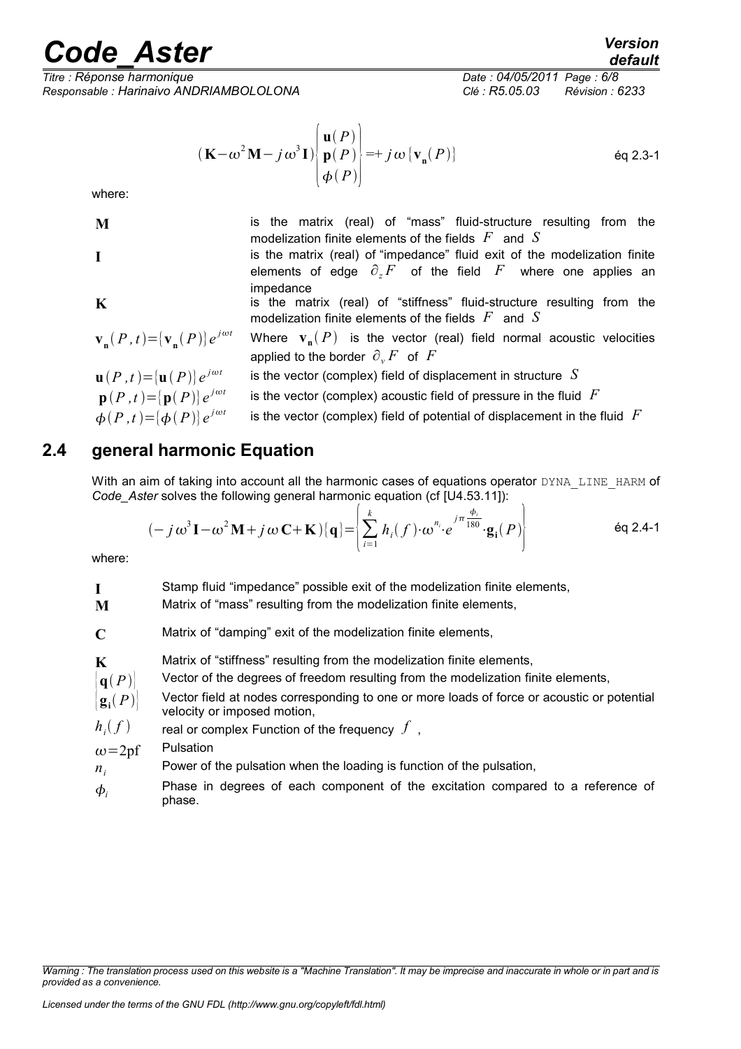$$(\mathbf{K}-\omega^2\mathbf{M}-j\omega^3\mathbf{I})\begin{Bmatrix}\mathbf{u}(P)\\ \mathbf{p}(P)\\ \phi(P)\end{Bmatrix}=+j\omega\{\mathbf{v_n}(P)\} \qquad \text{éq 2.3-1}$$

where:

| | |
|---|---|
| $\mathbf{M}$ | is the matrix (real) of "mass" fluid-structure resulting from the modelization finite elements of the fields $F$ and $S$ |
| $\mathbf{I}$ | is the matrix (real) of "impedance" fluid exit of the modelization finite elements of edge $\partial_z F$ of the field $F$ where one applies an impedance |
| $\mathbf{K}$ | is the matrix (real) of "stiffness" fluid-structure resulting from the modelization finite elements of the fields $F$ and $S$ |
| $\mathbf{v_n}(P,t)=\{\mathbf{v_n}(P)\}e^{j\omega t}$ | Where $\mathbf{v_n}(P)$ is the vector (real) field normal acoustic velocities applied to the border $\partial_v F$ of $F$ |
| $\mathbf{u}(P,t)=\{\mathbf{u}(P)\}e^{j\omega t}$ | is the vector (complex) field of displacement in structure $S$ |
| $\mathbf{p}(P,t)=\{\mathbf{p}(P)\}e^{j\omega t}$ | is the vector (complex) acoustic field of pressure in the fluid $F$ |
| $\phi(P,t)=\{\phi(P)\}e^{j\omega t}$ | is the vector (complex) field of potential of displacement in the fluid $F$ |

## 2.4 general harmonic Equation

With an aim of taking into account all the harmonic cases of equations operator DYNA_LINE_HARM of *Code_Aster* solves the following general harmonic equation (cf [U4.53.11]):

$$(-j\omega^3\mathbf{I}-\omega^2\mathbf{M}+j\omega\mathbf{C}+\mathbf{K})\{\mathbf{q}\}=\left\{\sum_{i=1}^{k} h_i(f)\cdot\omega^{n_i}\cdot e^{j\pi\frac{\phi_i}{180}}\cdot\mathbf{g_i}(P)\right\} \qquad \text{éq 2.4-1}$$

where:

| | |
|---|---|
| $\mathbf{I}$ | Stamp fluid "impedance" possible exit of the modelization finite elements, |
| $\mathbf{M}$ | Matrix of "mass" resulting from the modelization finite elements, |
| $\mathbf{C}$ | Matrix of "damping" exit of the modelization finite elements, |
| $\mathbf{K}$ | Matrix of "stiffness" resulting from the modelization finite elements, |
| $\{\mathbf{q}(P)\}$ | Vector of the degrees of freedom resulting from the modelization finite elements, |
| $\{\mathbf{g_i}(P)\}$ | Vector field at nodes corresponding to one or more loads of force or acoustic or potential velocity or imposed motion, |
| $h_i(f)$ | real or complex Function of the frequency $f$, |
| $\omega=2\text{pf}$ | Pulsation |
| $n_i$ | Power of the pulsation when the loading is function of the pulsation, |
| $\phi_i$ | Phase in degrees of each component of the excitation compared to a reference of phase. |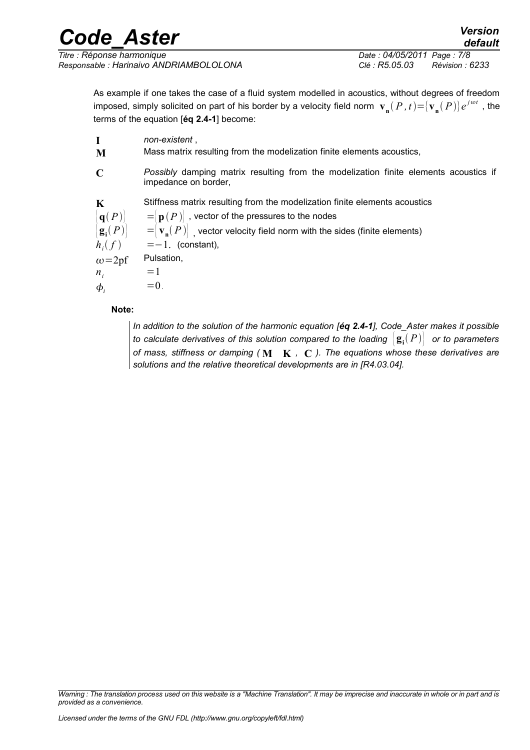As example if one takes the case of a fluid system modelled in acoustics, without degrees of freedom imposed, simply solicited on part of his border by a velocity field norm $\mathbf{v_n}(P,t)=\{\mathbf{v_n}(P)\}e^{j\omega t}$, the terms of the equation [**éq 2.4-1**] become:

| | |
|---|---|
| $\mathbf{I}$ | *non-existent* , |
| $\mathbf{M}$ | Mass matrix resulting from the modelization finite elements acoustics, |
| $\mathbf{C}$ | *Possibly* damping matrix resulting from the modelization finite elements acoustics if impedance on border, |
| $\mathbf{K}$ | Stiffness matrix resulting from the modelization finite elements acoustics |
| $\{\mathbf{q}(P)\}$ | $=\{\mathbf{p}(P)\}$ , vector of the pressures to the nodes |
| $\{\mathbf{g_i}(P)\}$ | $=\{\mathbf{v_n}(P)\}$ , vector velocity field norm with the sides (finite elements) |
| $h_i(f)$ | $=-1.$ (constant), |
| $\omega=2\text{pf}$ | Pulsation, |
| $n_i$ | $=1$ |
| $\phi_i$ | $=0$. |

**Note:**

*In addition to the solution of the harmonic equation [**éq 2.4-1**], Code_Aster makes it possible to calculate derivatives of this solution compared to the loading $\{\mathbf{g_i}(P)\}$ or to parameters of mass, stiffness or damping ( $\mathbf{M}$ $\mathbf{K}$ , $\mathbf{C}$ ). The equations whose these derivatives are solutions and the relative theoretical developments are in [R4.03.04].*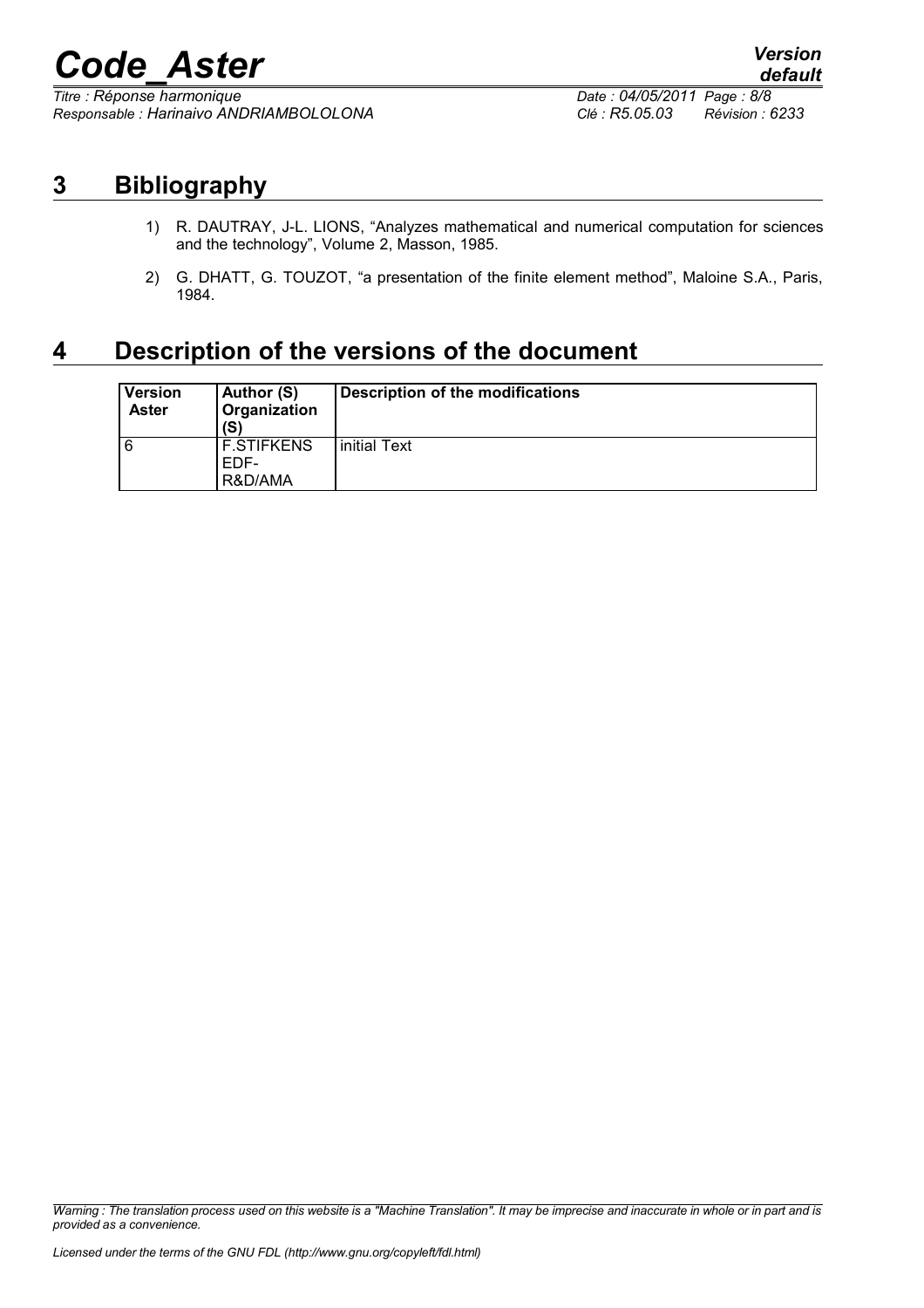## 3 Bibliography

1) R. DAUTRAY, J-L. LIONS, "Analyzes mathematical and numerical computation for sciences and the technology", Volume 2, Masson, 1985.

2) G. DHATT, G. TOUZOT, "a presentation of the finite element method", Maloine S.A., Paris, 1984.

## 4 Description of the versions of the document

| Version Aster | Author (S) Organization (S) | Description of the modifications |
|---|---|---|
| 6 | F.STIFKENS EDF-R&D/AMA | initial Text |